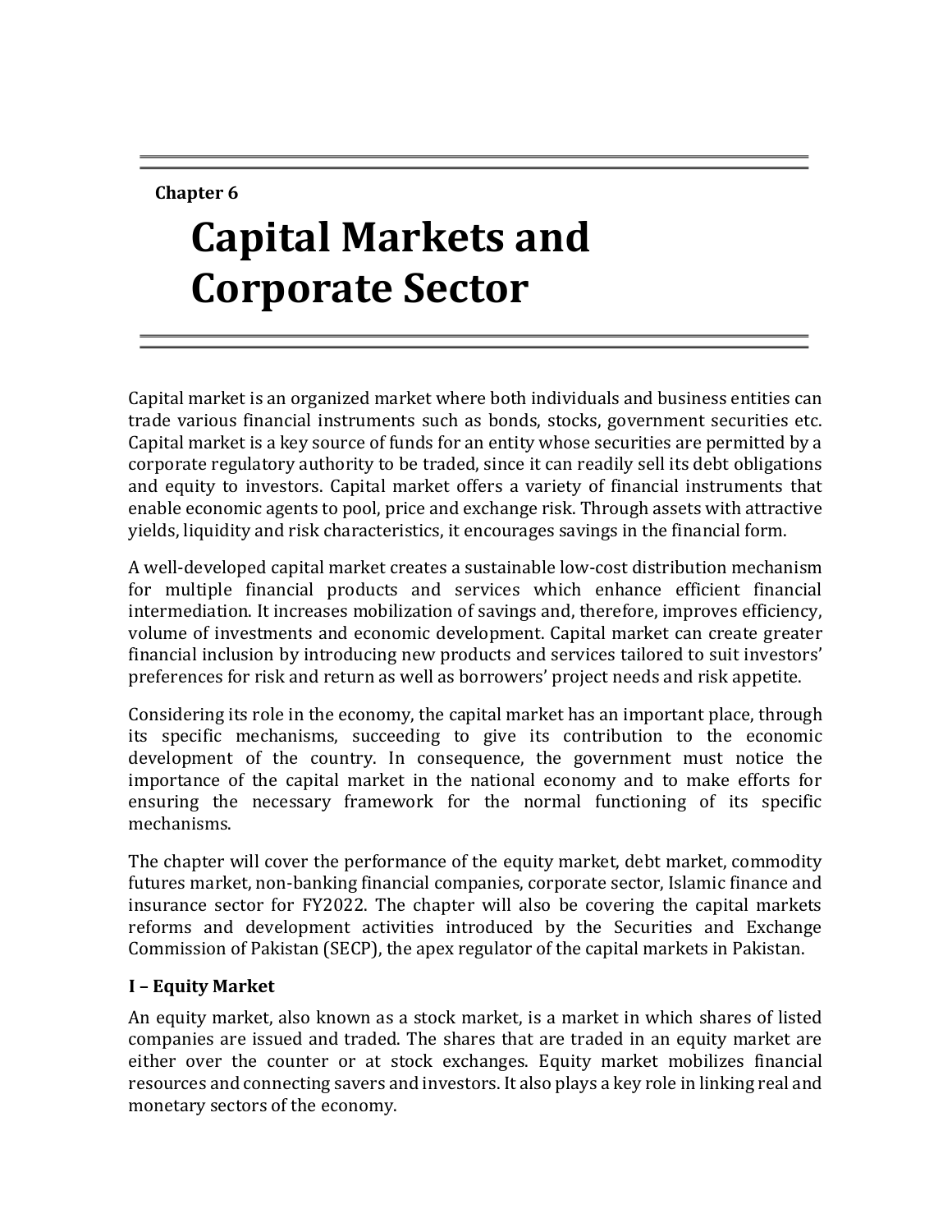Chapter 6

# Capital Markets and Corporate Sector

Capital market is an organized market where both individuals and business entities can trade various financial instruments such as bonds, stocks, government securities etc. Capital market is a key source of funds for an entity whose securities are permitted by a corporate regulatory authority to be traded, since it can readily sell its debt obligations and equity to investors. Capital market offers a variety of financial instruments that enable economic agents to pool, price and exchange risk. Through assets with attractive yields, liquidity and risk characteristics, it encourages savings in the financial form.

A well-developed capital market creates a sustainable low-cost distribution mechanism for multiple financial products and services which enhance efficient financial intermediation. It increases mobilization of savings and, therefore, improves efficiency, volume of investments and economic development. Capital market can create greater financial inclusion by introducing new products and services tailored to suit investors' preferences for risk and return as well as borrowers' project needs and risk appetite.

Considering its role in the economy, the capital market has an important place, through its specific mechanisms, succeeding to give its contribution to the economic development of the country. In consequence, the government must notice the importance of the capital market in the national economy and to make efforts for ensuring the necessary framework for the normal functioning of its specific mechanisms.

The chapter will cover the performance of the equity market, debt market, commodity futures market, non-banking financial companies, corporate sector, Islamic finance and insurance sector for FY2022. The chapter will also be covering the capital markets reforms and development activities introduced by the Securities and Exchange Commission of Pakistan (SECP), the apex regulator of the capital markets in Pakistan.

## I – Equity Market

An equity market, also known as a stock market, is a market in which shares of listed companies are issued and traded. The shares that are traded in an equity market are either over the counter or at stock exchanges. Equity market mobilizes financial resources and connecting savers and investors. It also plays a key role in linking real and monetary sectors of the economy.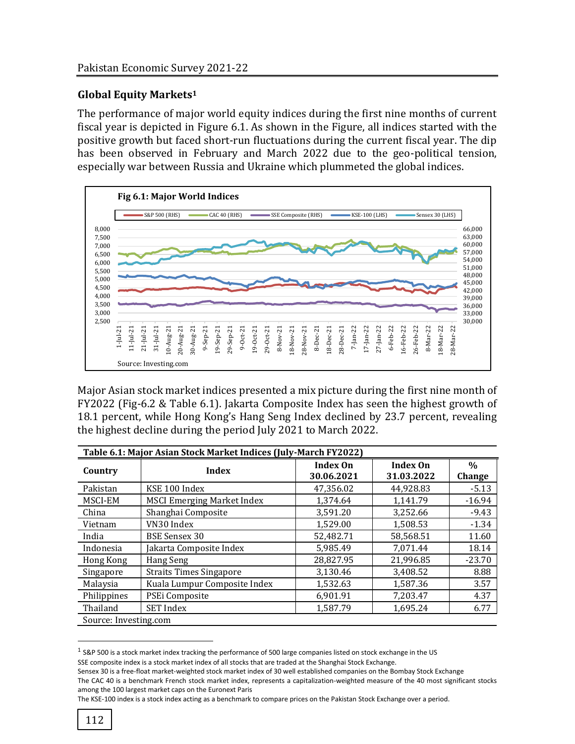## Global Equity Markets[1]

The performance of major world equity indices during the first nine months of current fiscal year is depicted in Figure 6.1. As shown in the Figure, all indices started with the positive growth but faced short-run fluctuations during the current fiscal year. The dip has been observed in February and March 2022 due to the geo-political tension, especially war between Russia and Ukraine which plummeted the global indices.

**Fig 6.1: Major World Indices**

S&P 500 (RHS)
CAC 40 (RHS)
SSE Composite (RHS)
KSE-100 (LHS)
Sensex 30 (LHS)

8,000
7,500
7,000
6,500
6,000
5,500
5,000
4,500
4,000
3,500
3,000
2,500

66,000
63,000
60,000
57,000
54,000
51,000
48,000
45,000
42,000
39,000
36,000
33,000
30,000

1-Jul-21
11-Jul-21
21-Jul-21
31-Jul-21
10-Aug-21
20-Aug-21
30-Aug-21
9-Sep-21
19-Sep-21
29-Sep-21
9-Oct-21
19-Oct-21
29-Oct-21
8-Nov-21
18-Nov-21
28-Nov-21
8-Dec-21
18-Dec-21
28-Dec-21
7-Jan-22
17-Jan-22
27-Jan-22
6-Feb-22
16-Feb-22
26-Feb-22
8-Mar-22
18-Mar-22
28-Mar-22

Source: Investing.com

Major Asian stock market indices presented a mix picture during the first nine month of FY2022 (Fig-6.2 & Table 6.1). Jakarta Composite Index has seen the highest growth of 18.1 percent, while Hong Kong's Hang Seng Index declined by 23.7 percent, revealing the highest decline during the period July 2021 to March 2022.

**Table 6.1: Major Asian Stock Market Indices (July-March FY2022)**

| Country | Index | Index On 30.06.2021 | Index On 31.03.2022 | % Change |
|---|---|---|---|---|
| Pakistan | KSE 100 Index | 47,356.02 | 44,928.83 | -5.13 |
| MSCI-EM | MSCI Emerging Market Index | 1,374.64 | 1,141.79 | -16.94 |
| China | Shanghai Composite | 3,591.20 | 3,252.66 | -9.43 |
| Vietnam | VN30 Index | 1,529.00 | 1,508.53 | -1.34 |
| India | BSE Sensex 30 | 52,482.71 | 58,568.51 | 11.60 |
| Indonesia | Jakarta Composite Index | 5,985.49 | 7,071.44 | 18.14 |
| Hong Kong | Hang Seng | 28,827.95 | 21,996.85 | -23.70 |
| Singapore | Straits Times Singapore | 3,130.46 | 3,408.52 | 8.88 |
| Malaysia | Kuala Lumpur Composite Index | 1,532.63 | 1,587.36 | 3.57 |
| Philippines | PSEi Composite | 6,901.91 | 7,203.47 | 4.37 |
| Thailand | SET Index | 1,587.79 | 1,695.24 | 6.77 |

Source: Investing.com

---

[1] S&P 500 is a stock market index tracking the performance of 500 large companies listed on stock exchange in the US
SSE composite index is a stock market index of all stocks that are traded at the Shanghai Stock Exchange.
Sensex 30 is a free-float market-weighted stock market index of 30 well established companies on the Bombay Stock Exchange
The CAC 40 is a benchmark French stock market index, represents a capitalization-weighted measure of the 40 most significant stocks among the 100 largest market caps on the Euronext Paris
The KSE-100 index is a stock index acting as a benchmark to compare prices on the Pakistan Stock Exchange over a period.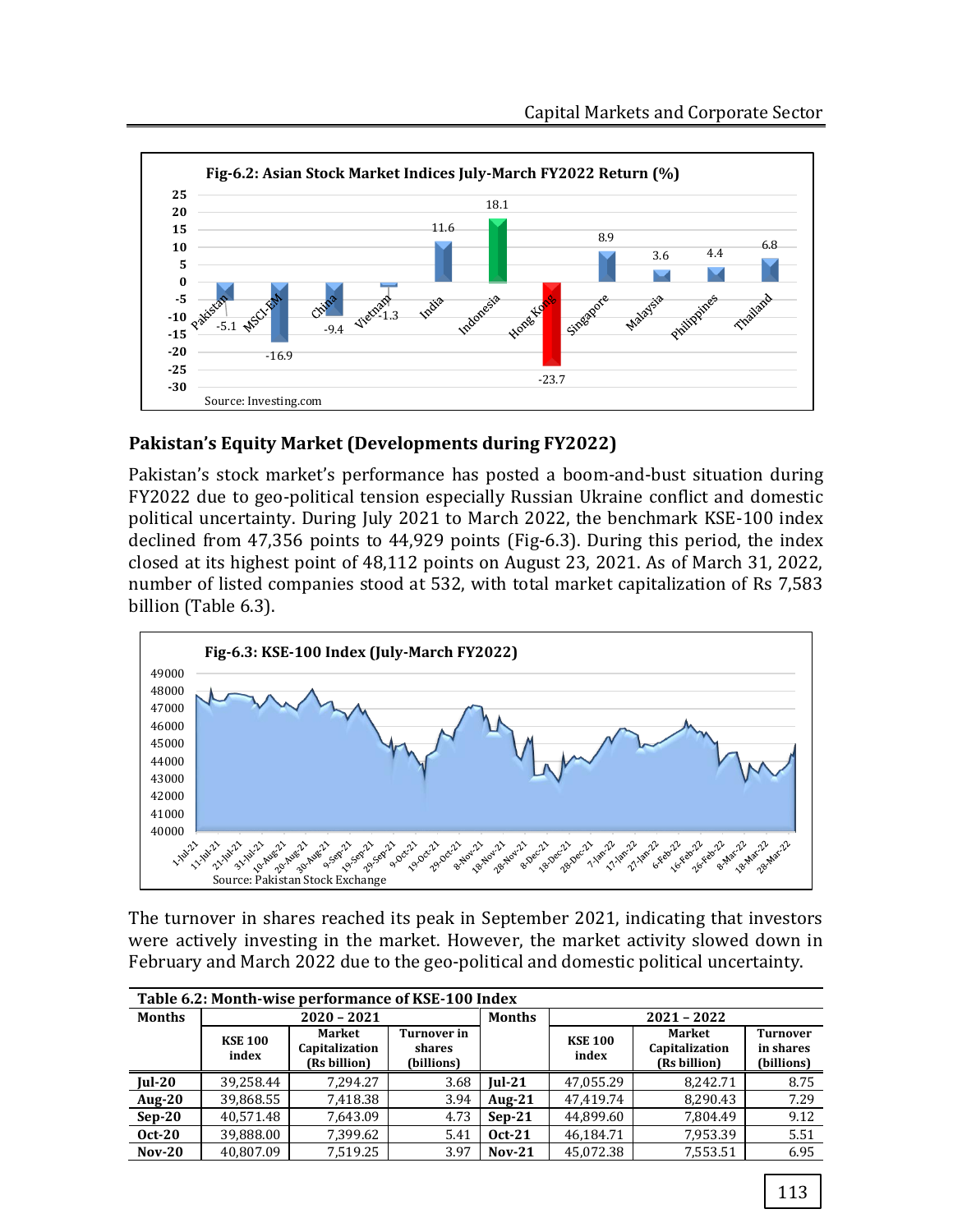**Fig-6.2: Asian Stock Market Indices July-March FY2022 Return (%)**

25
20
15
10
5
0
-5
-10
-15
-20
-25
-30

Pakistan -5.1
MSCI-EM -16.9
China -9.4
Vietnam -1.3
India 11.6
Indonesia 18.1
Hong Kong -23.7
Singapore 8.9
Malaysia 3.6
Philippines 4.4
Thailand 6.8

Source: Investing.com

## Pakistan's Equity Market (Developments during FY2022)

Pakistan's stock market's performance has posted a boom-and-bust situation during FY2022 due to geo-political tension especially Russian Ukraine conflict and domestic political uncertainty. During July 2021 to March 2022, the benchmark KSE-100 index declined from 47,356 points to 44,929 points (Fig-6.3). During this period, the index closed at its highest point of 48,112 points on August 23, 2021. As of March 31, 2022, number of listed companies stood at 532, with total market capitalization of Rs 7,583 billion (Table 6.3).

**Fig-6.3: KSE-100 Index (July-March FY2022)**

49000
48000
47000
46000
45000
44000
43000
42000
41000
40000

1-Jul-21, 11-Jul-21, 21-Jul-21, 31-Jul-21, 10-Aug-21, 20-Aug-21, 30-Aug-21, 9-Sep-21, 19-Sep-21, 29-Sep-21, 9-Oct-21, 19-Oct-21, 29-Oct-21, 8-Nov-21, 18-Nov-21, 28-Nov-21, 8-Dec-21, 18-Dec-21, 28-Dec-21, 7-Jan-22, 17-Jan-22, 27-Jan-22, 6-Feb-22, 16-Feb-22, 26-Feb-22, 8-Mar-22, 18-Mar-22, 28-Mar-22

Source: Pakistan Stock Exchange

The turnover in shares reached its peak in September 2021, indicating that investors were actively investing in the market. However, the market activity slowed down in February and March 2022 due to the geo-political and domestic political uncertainty.

**Table 6.2: Month-wise performance of KSE-100 Index**

| Months | 2020 – 2021 | | | Months | 2021 – 2022 | | |
|---|---|---|---|---|---|---|---|
| | KSE 100 index | Market Capitalization (Rs billion) | Turnover in shares (billions) | | KSE 100 index | Market Capitalization (Rs billion) | Turnover in shares (billions) |
| **Jul-20** | 39,258.44 | 7,294.27 | 3.68 | **Jul-21** | 47,055.29 | 8,242.71 | 8.75 |
| **Aug-20** | 39,868.55 | 7,418.38 | 3.94 | **Aug-21** | 47,419.74 | 8,290.43 | 7.29 |
| **Sep-20** | 40,571.48 | 7,643.09 | 4.73 | **Sep-21** | 44,899.60 | 7,804.49 | 9.12 |
| **Oct-20** | 39,888.00 | 7,399.62 | 5.41 | **Oct-21** | 46,184.71 | 7,953.39 | 5.51 |
| **Nov-20** | 40,807.09 | 7,519.25 | 3.97 | **Nov-21** | 45,072.38 | 7,553.51 | 6.95 |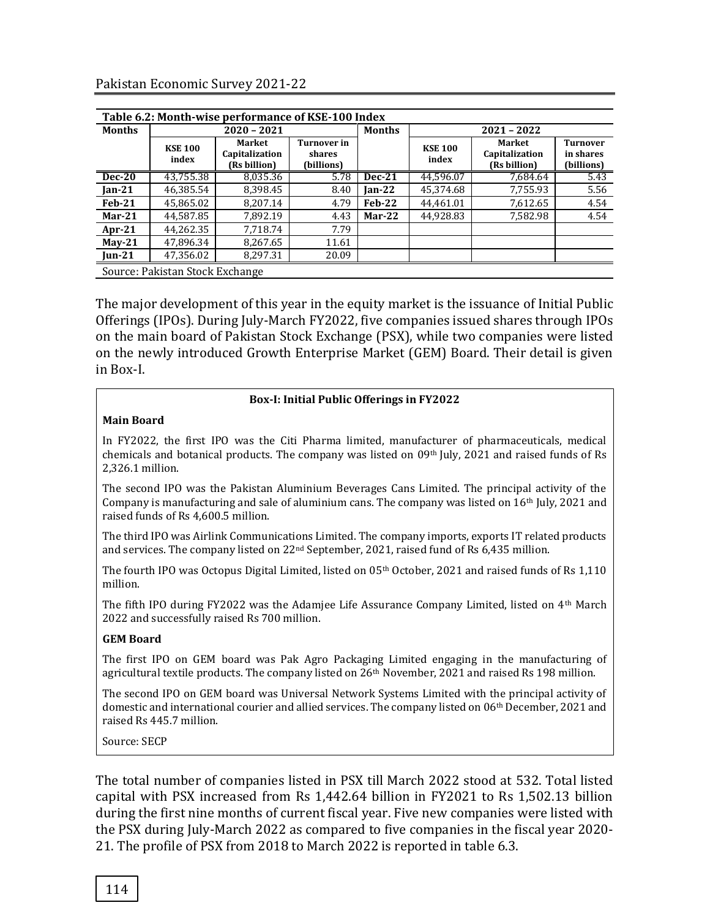**Table 6.2: Month-wise performance of KSE-100 Index**

| Months | 2020 – 2021 | | | Months | 2021 – 2022 | | |
|---|---|---|---|---|---|---|---|
| | KSE 100 index | Market Capitalization (Rs billion) | Turnover in shares (billions) | | KSE 100 index | Market Capitalization (Rs billion) | Turnover in shares (billions) |
| **Dec-20** | 43,755.38 | 8,035.36 | 5.78 | **Dec-21** | 44,596.07 | 7,684.64 | 5.43 |
| **Jan-21** | 46,385.54 | 8,398.45 | 8.40 | **Jan-22** | 45,374.68 | 7,755.93 | 5.56 |
| **Feb-21** | 45,865.02 | 8,207.14 | 4.79 | **Feb-22** | 44,461.01 | 7,612.65 | 4.54 |
| **Mar-21** | 44,587.85 | 7,892.19 | 4.43 | **Mar-22** | 44,928.83 | 7,582.98 | 4.54 |
| **Apr-21** | 44,262.35 | 7,718.74 | 7.79 | | | | |
| **May-21** | 47,896.34 | 8,267.65 | 11.61 | | | | |
| **Jun-21** | 47,356.02 | 8,297.31 | 20.09 | | | | |

Source: Pakistan Stock Exchange

The major development of this year in the equity market is the issuance of Initial Public Offerings (IPOs). During July-March FY2022, five companies issued shares through IPOs on the main board of Pakistan Stock Exchange (PSX), while two companies were listed on the newly introduced Growth Enterprise Market (GEM) Board. Their detail is given in Box-I.

**Box-I: Initial Public Offerings in FY2022**

**Main Board**

In FY2022, the first IPO was the Citi Pharma limited, manufacturer of pharmaceuticals, medical chemicals and botanical products. The company was listed on 09th July, 2021 and raised funds of Rs 2,326.1 million.

The second IPO was the Pakistan Aluminium Beverages Cans Limited. The principal activity of the Company is manufacturing and sale of aluminium cans. The company was listed on 16th July, 2021 and raised funds of Rs 4,600.5 million.

The third IPO was Airlink Communications Limited. The company imports, exports IT related products and services. The company listed on 22nd September, 2021, raised fund of Rs 6,435 million.

The fourth IPO was Octopus Digital Limited, listed on 05th October, 2021 and raised funds of Rs 1,110 million.

The fifth IPO during FY2022 was the Adamjee Life Assurance Company Limited, listed on 4th March 2022 and successfully raised Rs 700 million.

**GEM Board**

The first IPO on GEM board was Pak Agro Packaging Limited engaging in the manufacturing of agricultural textile products. The company listed on 26th November, 2021 and raised Rs 198 million.

The second IPO on GEM board was Universal Network Systems Limited with the principal activity of domestic and international courier and allied services. The company listed on 06th December, 2021 and raised Rs 445.7 million.

Source: SECP

The total number of companies listed in PSX till March 2022 stood at 532. Total listed capital with PSX increased from Rs 1,442.64 billion in FY2021 to Rs 1,502.13 billion during the first nine months of current fiscal year. Five new companies were listed with the PSX during July-March 2022 as compared to five companies in the fiscal year 2020-21. The profile of PSX from 2018 to March 2022 is reported in table 6.3.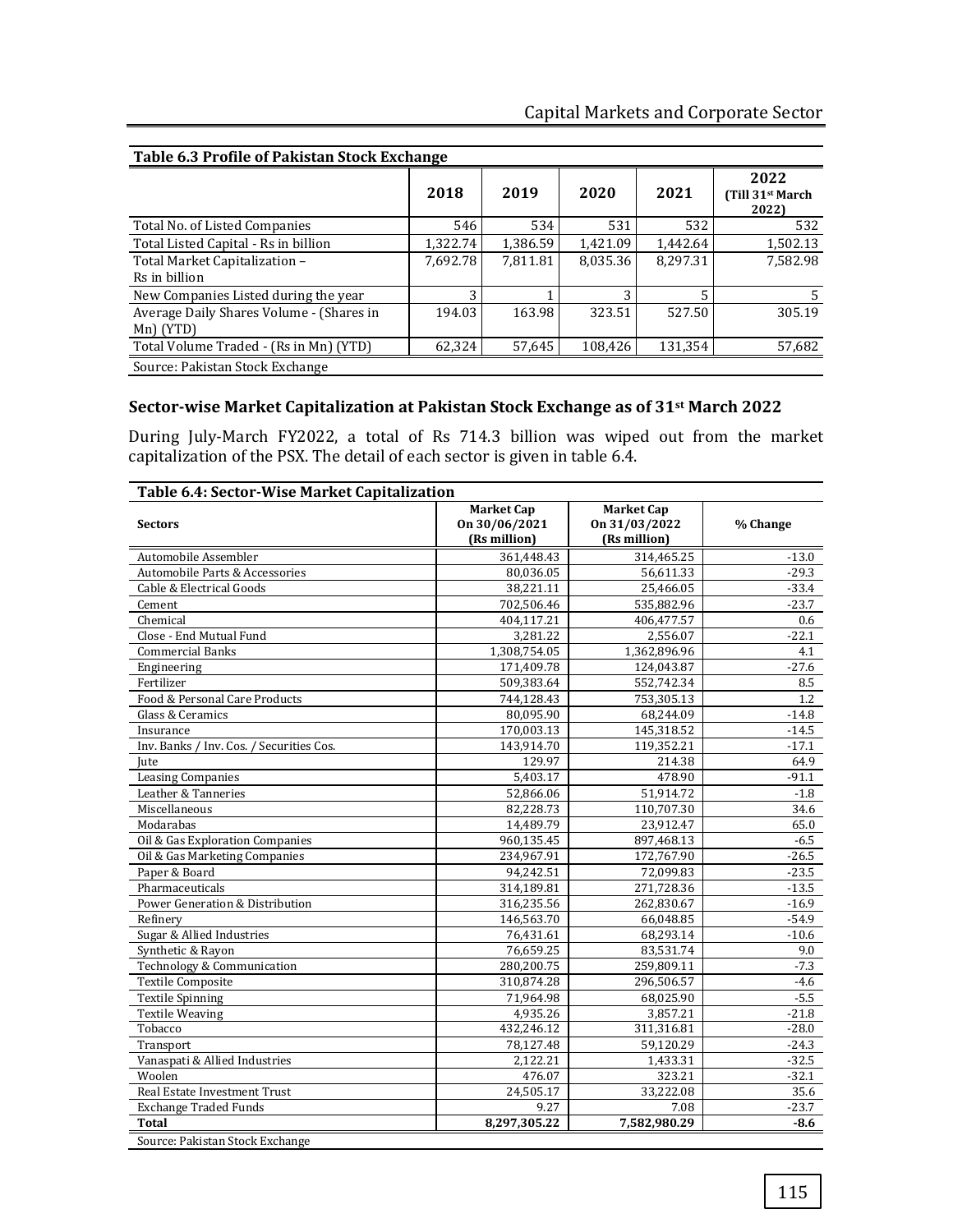**Table 6.3 Profile of Pakistan Stock Exchange**

| | 2018 | 2019 | 2020 | 2021 | 2022 (Till 31st March 2022) |
|---|---|---|---|---|---|
| Total No. of Listed Companies | 546 | 534 | 531 | 532 | 532 |
| Total Listed Capital - Rs in billion | 1,322.74 | 1,386.59 | 1,421.09 | 1,442.64 | 1,502.13 |
| Total Market Capitalization – Rs in billion | 7,692.78 | 7,811.81 | 8,035.36 | 8,297.31 | 7,582.98 |
| New Companies Listed during the year | 3 | 1 | 3 | 5 | 5 |
| Average Daily Shares Volume - (Shares in Mn) (YTD) | 194.03 | 163.98 | 323.51 | 527.50 | 305.19 |
| Total Volume Traded - (Rs in Mn) (YTD) | 62,324 | 57,645 | 108,426 | 131,354 | 57,682 |

Source: Pakistan Stock Exchange

### Sector-wise Market Capitalization at Pakistan Stock Exchange as of 31st March 2022

During July-March FY2022, a total of Rs 714.3 billion was wiped out from the market capitalization of the PSX. The detail of each sector is given in table 6.4.

**Table 6.4: Sector-Wise Market Capitalization**

| Sectors | Market Cap On 30/06/2021 (Rs million) | Market Cap On 31/03/2022 (Rs million) | % Change |
|---|---|---|---|
| Automobile Assembler | 361,448.43 | 314,465.25 | -13.0 |
| Automobile Parts & Accessories | 80,036.05 | 56,611.33 | -29.3 |
| Cable & Electrical Goods | 38,221.11 | 25,466.05 | -33.4 |
| Cement | 702,506.46 | 535,882.96 | -23.7 |
| Chemical | 404,117.21 | 406,477.57 | 0.6 |
| Close - End Mutual Fund | 3,281.22 | 2,556.07 | -22.1 |
| Commercial Banks | 1,308,754.05 | 1,362,896.96 | 4.1 |
| Engineering | 171,409.78 | 124,043.87 | -27.6 |
| Fertilizer | 509,383.64 | 552,742.34 | 8.5 |
| Food & Personal Care Products | 744,128.43 | 753,305.13 | 1.2 |
| Glass & Ceramics | 80,095.90 | 68,244.09 | -14.8 |
| Insurance | 170,003.13 | 145,318.52 | -14.5 |
| Inv. Banks / Inv. Cos. / Securities Cos. | 143,914.70 | 119,352.21 | -17.1 |
| Jute | 129.97 | 214.38 | 64.9 |
| Leasing Companies | 5,403.17 | 478.90 | -91.1 |
| Leather & Tanneries | 52,866.06 | 51,914.72 | -1.8 |
| Miscellaneous | 82,228.73 | 110,707.30 | 34.6 |
| Modarabas | 14,489.79 | 23,912.47 | 65.0 |
| Oil & Gas Exploration Companies | 960,135.45 | 897,468.13 | -6.5 |
| Oil & Gas Marketing Companies | 234,967.91 | 172,767.90 | -26.5 |
| Paper & Board | 94,242.51 | 72,099.83 | -23.5 |
| Pharmaceuticals | 314,189.81 | 271,728.36 | -13.5 |
| Power Generation & Distribution | 316,235.56 | 262,830.67 | -16.9 |
| Refinery | 146,563.70 | 66,048.85 | -54.9 |
| Sugar & Allied Industries | 76,431.61 | 68,293.14 | -10.6 |
| Synthetic & Rayon | 76,659.25 | 83,531.74 | 9.0 |
| Technology & Communication | 280,200.75 | 259,809.11 | -7.3 |
| Textile Composite | 310,874.28 | 296,506.57 | -4.6 |
| Textile Spinning | 71,964.98 | 68,025.90 | -5.5 |
| Textile Weaving | 4,935.26 | 3,857.21 | -21.8 |
| Tobacco | 432,246.12 | 311,316.81 | -28.0 |
| Transport | 78,127.48 | 59,120.29 | -24.3 |
| Vanaspati & Allied Industries | 2,122.21 | 1,433.31 | -32.5 |
| Woolen | 476.07 | 323.21 | -32.1 |
| Real Estate Investment Trust | 24,505.17 | 33,222.08 | 35.6 |
| Exchange Traded Funds | 9.27 | 7.08 | -23.7 |
| **Total** | **8,297,305.22** | **7,582,980.29** | **-8.6** |

Source: Pakistan Stock Exchange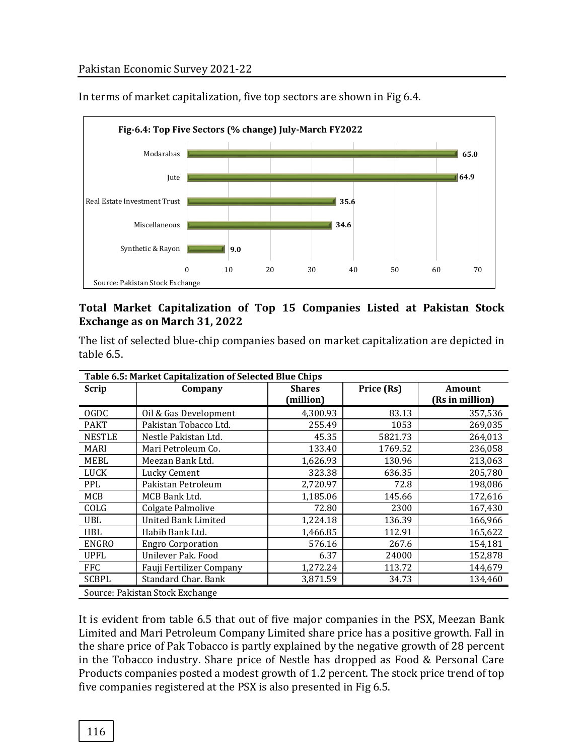In terms of market capitalization, five top sectors are shown in Fig 6.4.

**Fig-6.4: Top Five Sectors (% change) July-March FY2022**

Modarabas 65.0
Jute 64.9
Real Estate Investment Trust 35.6
Miscellaneous 34.6
Synthetic & Rayon 9.0

0 10 20 30 40 50 60 70

Source: Pakistan Stock Exchange

## Total Market Capitalization of Top 15 Companies Listed at Pakistan Stock Exchange as on March 31, 2022

The list of selected blue-chip companies based on market capitalization are depicted in table 6.5.

**Table 6.5: Market Capitalization of Selected Blue Chips**

| Scrip | Company | Shares (million) | Price (Rs) | Amount (Rs in million) |
|---|---|---|---|---|
| OGDC | Oil & Gas Development | 4,300.93 | 83.13 | 357,536 |
| PAKT | Pakistan Tobacco Ltd. | 255.49 | 1053 | 269,035 |
| NESTLE | Nestle Pakistan Ltd. | 45.35 | 5821.73 | 264,013 |
| MARI | Mari Petroleum Co. | 133.40 | 1769.52 | 236,058 |
| MEBL | Meezan Bank Ltd. | 1,626.93 | 130.96 | 213,063 |
| LUCK | Lucky Cement | 323.38 | 636.35 | 205,780 |
| PPL | Pakistan Petroleum | 2,720.97 | 72.8 | 198,086 |
| MCB | MCB Bank Ltd. | 1,185.06 | 145.66 | 172,616 |
| COLG | Colgate Palmolive | 72.80 | 2300 | 167,430 |
| UBL | United Bank Limited | 1,224.18 | 136.39 | 166,966 |
| HBL | Habib Bank Ltd. | 1,466.85 | 112.91 | 165,622 |
| ENGRO | Engro Corporation | 576.16 | 267.6 | 154,181 |
| UPFL | Unilever Pak. Food | 6.37 | 24000 | 152,878 |
| FFC | Fauji Fertilizer Company | 1,272.24 | 113.72 | 144,679 |
| SCBPL | Standard Char. Bank | 3,871.59 | 34.73 | 134,460 |

Source: Pakistan Stock Exchange

It is evident from table 6.5 that out of five major companies in the PSX, Meezan Bank Limited and Mari Petroleum Company Limited share price has a positive growth. Fall in the share price of Pak Tobacco is partly explained by the negative growth of 28 percent in the Tobacco industry. Share price of Nestle has dropped as Food & Personal Care Products companies posted a modest growth of 1.2 percent. The stock price trend of top five companies registered at the PSX is also presented in Fig 6.5.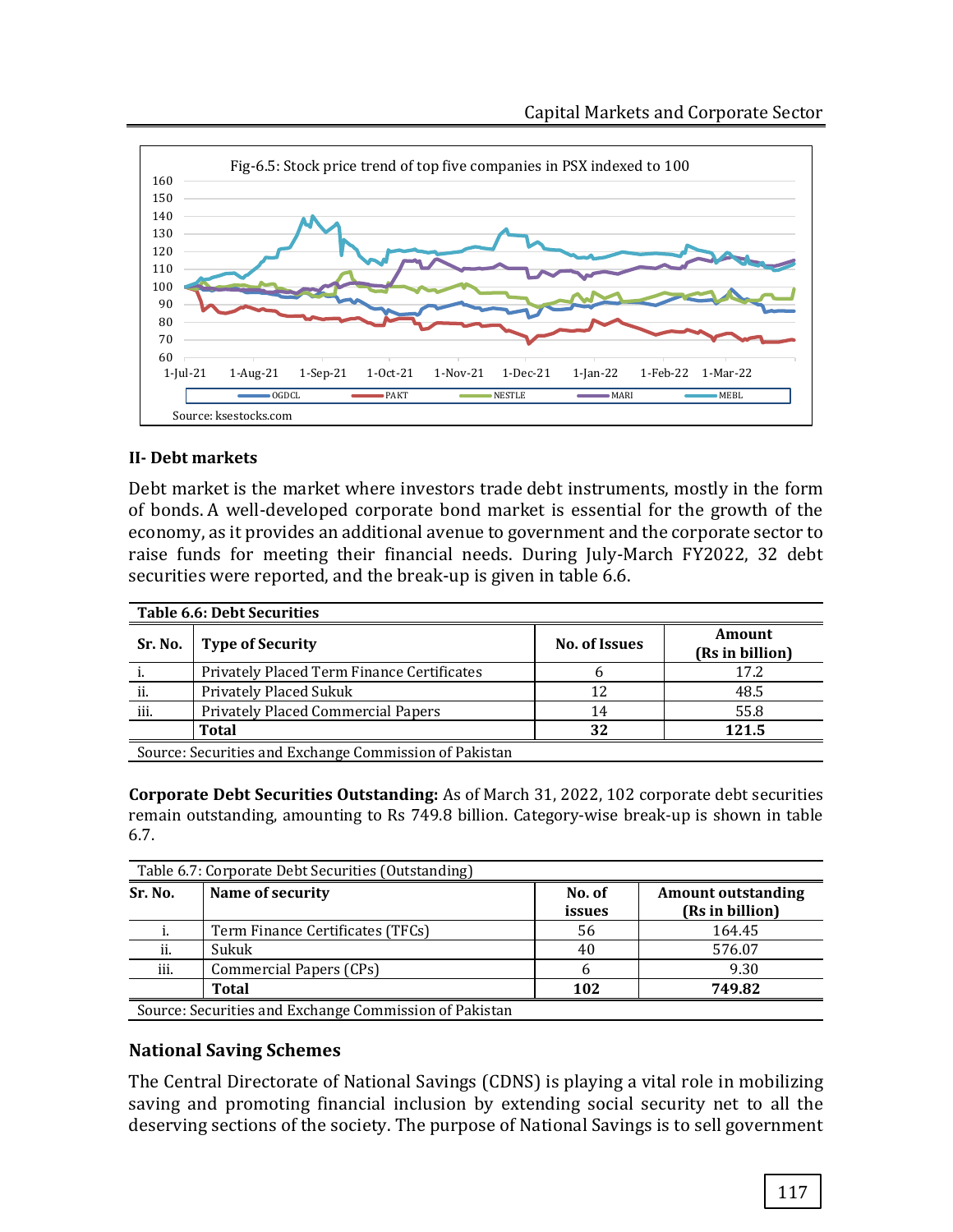Fig-6.5: Stock price trend of top five companies in PSX indexed to 100

160
150
140
130
120
110
100
90
80
70
60

1-Jul-21 1-Aug-21 1-Sep-21 1-Oct-21 1-Nov-21 1-Dec-21 1-Jan-22 1-Feb-22 1-Mar-22

OGDCL PAKT NESTLE MARI MEBL

Source: ksestocks.com

## II- Debt markets

Debt market is the market where investors trade debt instruments, mostly in the form of bonds. A well-developed corporate bond market is essential for the growth of the economy, as it provides an additional avenue to government and the corporate sector to raise funds for meeting their financial needs. During July-March FY2022, 32 debt securities were reported, and the break-up is given in table 6.6.

**Table 6.6: Debt Securities**

| Sr. No. | Type of Security | No. of Issues | Amount (Rs in billion) |
|---|---|---|---|
| i. | Privately Placed Term Finance Certificates | 6 | 17.2 |
| ii. | Privately Placed Sukuk | 12 | 48.5 |
| iii. | Privately Placed Commercial Papers | 14 | 55.8 |
| | **Total** | **32** | **121.5** |

Source: Securities and Exchange Commission of Pakistan

**Corporate Debt Securities Outstanding:** As of March 31, 2022, 102 corporate debt securities remain outstanding, amounting to Rs 749.8 billion. Category-wise break-up is shown in table 6.7.

Table 6.7: Corporate Debt Securities (Outstanding)

| Sr. No. | Name of security | No. of issues | Amount outstanding (Rs in billion) |
|---|---|---|---|
| i. | Term Finance Certificates (TFCs) | 56 | 164.45 |
| ii. | Sukuk | 40 | 576.07 |
| iii. | Commercial Papers (CPs) | 6 | 9.30 |
| | **Total** | **102** | **749.82** |

Source: Securities and Exchange Commission of Pakistan

## National Saving Schemes

The Central Directorate of National Savings (CDNS) is playing a vital role in mobilizing saving and promoting financial inclusion by extending social security net to all the deserving sections of the society. The purpose of National Savings is to sell government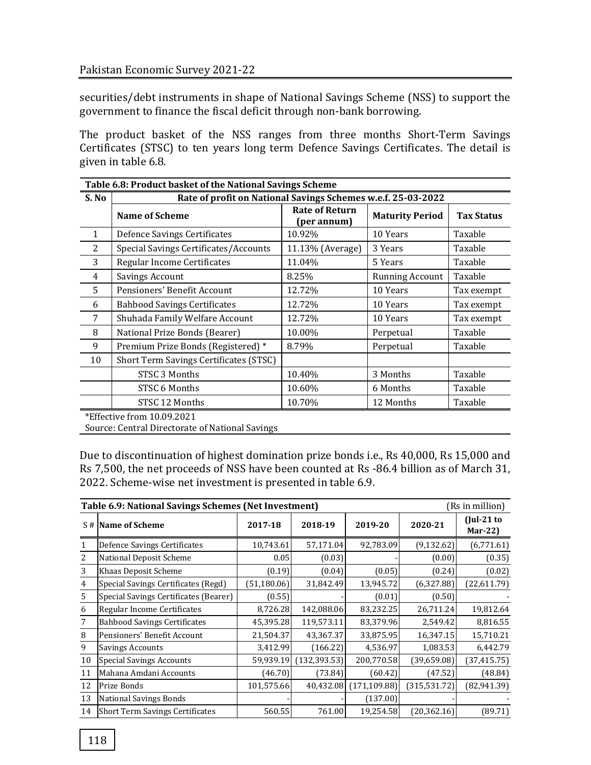securities/debt instruments in shape of National Savings Scheme (NSS) to support the government to finance the fiscal deficit through non-bank borrowing.

The product basket of the NSS ranges from three months Short-Term Savings Certificates (STSC) to ten years long term Defence Savings Certificates. The detail is given in table 6.8.

**Table 6.8: Product basket of the National Savings Scheme**

| S. No | Rate of profit on National Savings Schemes w.e.f. 25-03-2022 | | | |
|---|---|---|---|---|
| | **Name of Scheme** | **Rate of Return (per annum)** | **Maturity Period** | **Tax Status** |
| 1 | Defence Savings Certificates | 10.92% | 10 Years | Taxable |
| 2 | Special Savings Certificates/Accounts | 11.13% (Average) | 3 Years | Taxable |
| 3 | Regular Income Certificates | 11.04% | 5 Years | Taxable |
| 4 | Savings Account | 8.25% | Running Account | Taxable |
| 5 | Pensioners' Benefit Account | 12.72% | 10 Years | Tax exempt |
| 6 | Bahbood Savings Certificates | 12.72% | 10 Years | Tax exempt |
| 7 | Shuhada Family Welfare Account | 12.72% | 10 Years | Tax exempt |
| 8 | National Prize Bonds (Bearer) | 10.00% | Perpetual | Taxable |
| 9 | Premium Prize Bonds (Registered) * | 8.79% | Perpetual | Taxable |
| 10 | Short Term Savings Certificates (STSC) | | | |
| | STSC 3 Months | 10.40% | 3 Months | Taxable |
| | STSC 6 Months | 10.60% | 6 Months | Taxable |
| | STSC 12 Months | 10.70% | 12 Months | Taxable |

*Effective from 10.09.2021

Source: Central Directorate of National Savings

Due to discontinuation of highest domination prize bonds i.e., Rs 40,000, Rs 15,000 and Rs 7,500, the net proceeds of NSS have been counted at Rs -86.4 billion as of March 31, 2022. Scheme-wise net investment is presented in table 6.9.

**Table 6.9: National Savings Schemes (Net Investment)** (Rs in million)

| S # | Name of Scheme | 2017-18 | 2018-19 | 2019-20 | 2020-21 | (Jul-21 to Mar-22) |
|---|---|---|---|---|---|---|
| 1 | Defence Savings Certificates | 10,743.61 | 57,171.04 | 92,783.09 | (9,132.62) | (6,771.61) |
| 2 | National Deposit Scheme | 0.05 | (0.03) | - | (0.00) | (0.35) |
| 3 | Khaas Deposit Scheme | (0.19) | (0.04) | (0.05) | (0.24) | (0.02) |
| 4 | Special Savings Certificates (Regd) | (51,180.06) | 31,842.49 | 13,945.72 | (6,327.88) | (22,611.79) |
| 5 | Special Savings Certificates (Bearer) | (0.55) | - | (0.01) | (0.50) | - |
| 6 | Regular Income Certificates | 8,726.28 | 142,088.06 | 83,232.25 | 26,711.24 | 19,812.64 |
| 7 | Bahbood Savings Certificates | 45,395.28 | 119,573.11 | 83,379.96 | 2,549.42 | 8,816.55 |
| 8 | Pensioners' Benefit Account | 21,504.37 | 43,367.37 | 33,875.95 | 16,347.15 | 15,710.21 |
| 9 | Savings Accounts | 3,412.99 | (166.22) | 4,536.97 | 1,083.53 | 6,442.79 |
| 10 | Special Savings Accounts | 59,939.19 | (132,393.53) | 200,770.58 | (39,659.08) | (37,415.75) |
| 11 | Mahana Amdani Accounts | (46.70) | (73.84) | (60.42) | (47.52) | (48.84) |
| 12 | Prize Bonds | 101,575.66 | 40,432.08 | (171,109.88) | (315,531.72) | (82,941.39) |
| 13 | National Savings Bonds | - | - | (137.00) | - | - |
| 14 | Short Term Savings Certificates | 560.55 | 761.00 | 19,254.58 | (20,362.16) | (89.71) |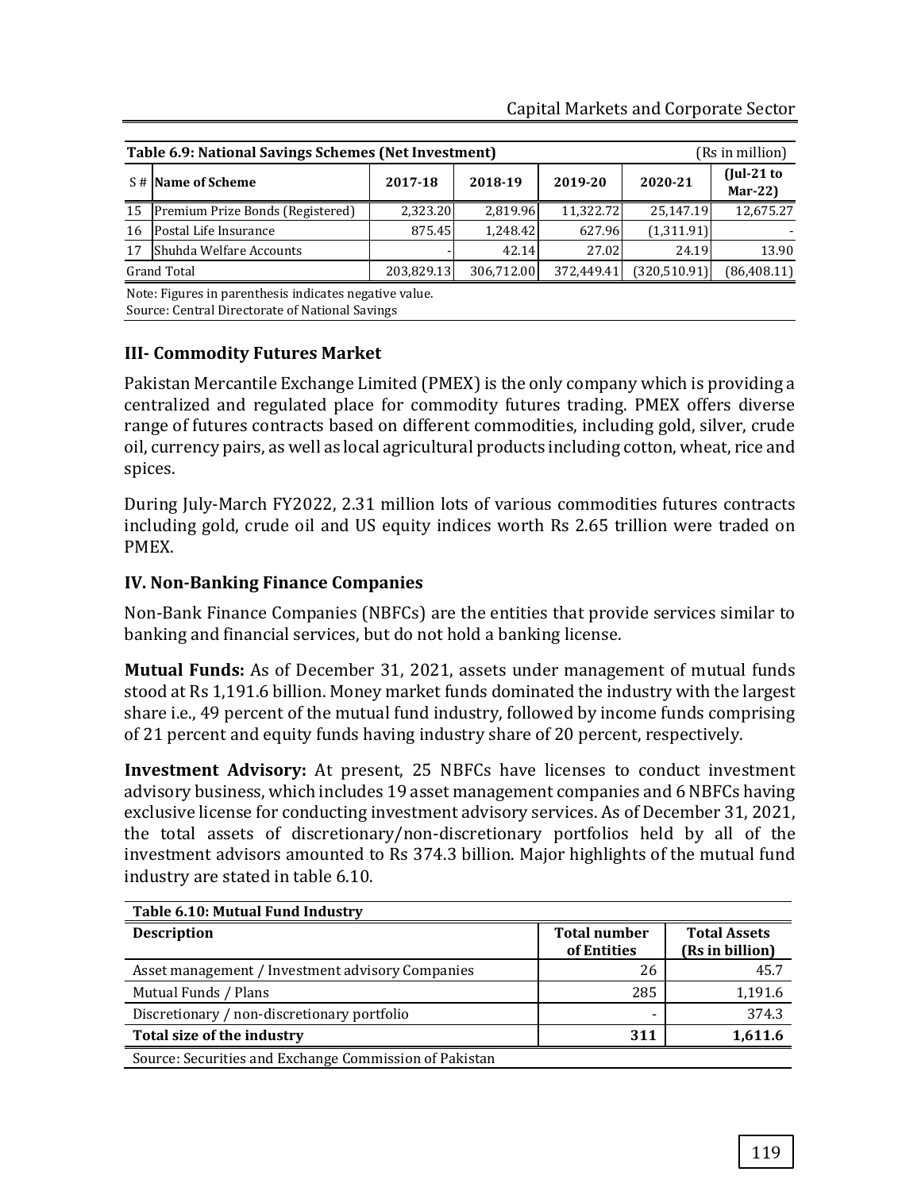**Table 6.9: National Savings Schemes (Net Investment)** (Rs in million)

| S # | Name of Scheme | 2017-18 | 2018-19 | 2019-20 | 2020-21 | (Jul-21 to Mar-22) |
|---|---|---|---|---|---|---|
| 15 | Premium Prize Bonds (Registered) | 2,323.20 | 2,819.96 | 11,322.72 | 25,147.19 | 12,675.27 |
| 16 | Postal Life Insurance | 875.45 | 1,248.42 | 627.96 | (1,311.91) | - |
| 17 | Shuhda Welfare Accounts | - | 42.14 | 27.02 | 24.19 | 13.90 |
| Grand Total | | 203,829.13 | 306,712.00 | 372,449.41 | (320,510.91) | (86,408.11) |

Note: Figures in parenthesis indicates negative value.
Source: Central Directorate of National Savings

### III- Commodity Futures Market

Pakistan Mercantile Exchange Limited (PMEX) is the only company which is providing a centralized and regulated place for commodity futures trading. PMEX offers diverse range of futures contracts based on different commodities, including gold, silver, crude oil, currency pairs, as well as local agricultural products including cotton, wheat, rice and spices.

During July-March FY2022, 2.31 million lots of various commodities futures contracts including gold, crude oil and US equity indices worth Rs 2.65 trillion were traded on PMEX.

### IV. Non-Banking Finance Companies

Non-Bank Finance Companies (NBFCs) are the entities that provide services similar to banking and financial services, but do not hold a banking license.

**Mutual Funds:** As of December 31, 2021, assets under management of mutual funds stood at Rs 1,191.6 billion. Money market funds dominated the industry with the largest share i.e., 49 percent of the mutual fund industry, followed by income funds comprising of 21 percent and equity funds having industry share of 20 percent, respectively.

**Investment Advisory:** At present, 25 NBFCs have licenses to conduct investment advisory business, which includes 19 asset management companies and 6 NBFCs having exclusive license for conducting investment advisory services. As of December 31, 2021, the total assets of discretionary/non-discretionary portfolios held by all of the investment advisors amounted to Rs 374.3 billion. Major highlights of the mutual fund industry are stated in table 6.10.

**Table 6.10: Mutual Fund Industry**

| Description | Total number of Entities | Total Assets (Rs in billion) |
|---|---|---|
| Asset management / Investment advisory Companies | 26 | 45.7 |
| Mutual Funds / Plans | 285 | 1,191.6 |
| Discretionary / non-discretionary portfolio | - | 374.3 |
| **Total size of the industry** | **311** | **1,611.6** |

Source: Securities and Exchange Commission of Pakistan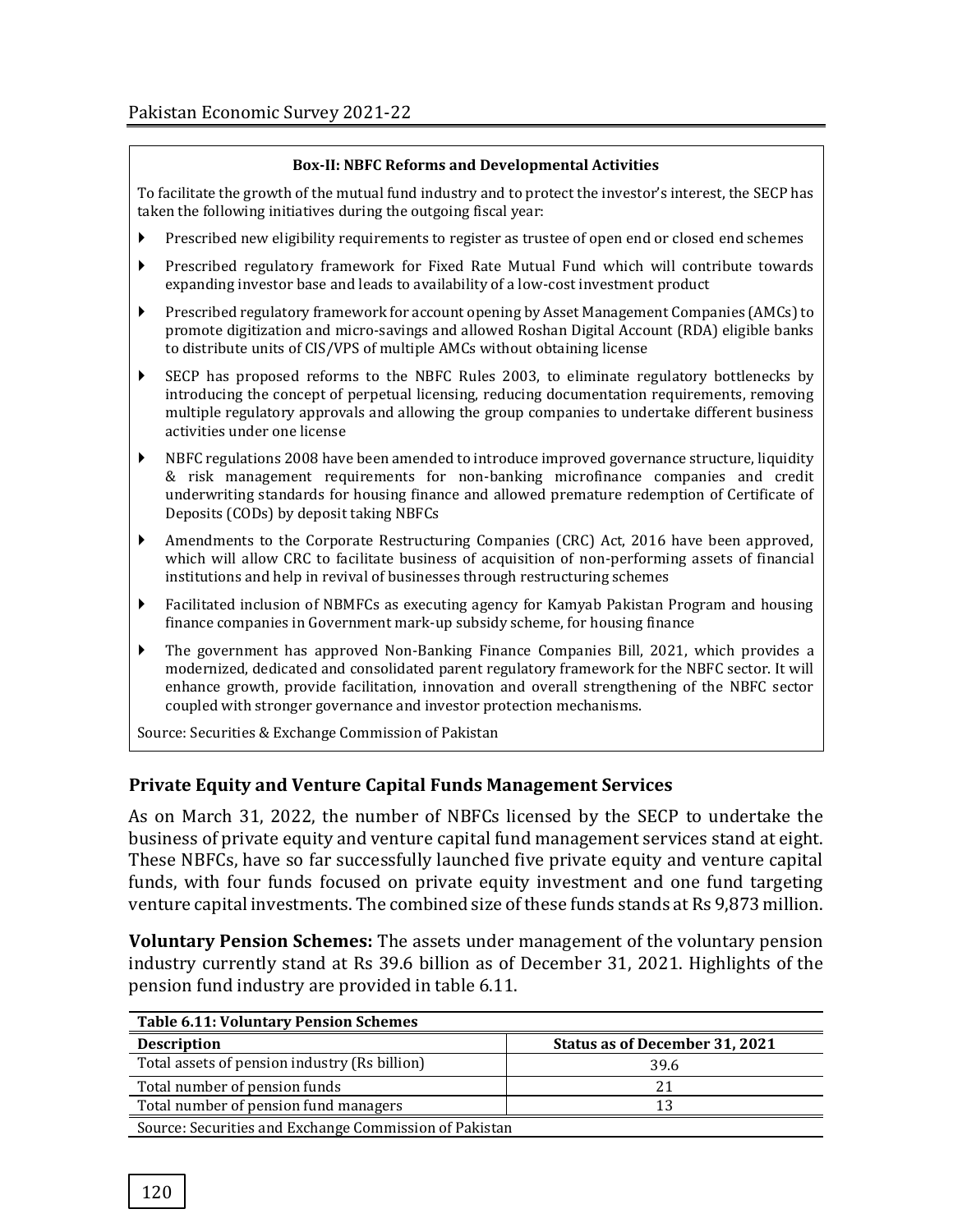**Box-II: NBFC Reforms and Developmental Activities**

To facilitate the growth of the mutual fund industry and to protect the investor's interest, the SECP has taken the following initiatives during the outgoing fiscal year:

- Prescribed new eligibility requirements to register as trustee of open end or closed end schemes
- Prescribed regulatory framework for Fixed Rate Mutual Fund which will contribute towards expanding investor base and leads to availability of a low-cost investment product
- Prescribed regulatory framework for account opening by Asset Management Companies (AMCs) to promote digitization and micro-savings and allowed Roshan Digital Account (RDA) eligible banks to distribute units of CIS/VPS of multiple AMCs without obtaining license
- SECP has proposed reforms to the NBFC Rules 2003, to eliminate regulatory bottlenecks by introducing the concept of perpetual licensing, reducing documentation requirements, removing multiple regulatory approvals and allowing the group companies to undertake different business activities under one license
- NBFC regulations 2008 have been amended to introduce improved governance structure, liquidity & risk management requirements for non-banking microfinance companies and credit underwriting standards for housing finance and allowed premature redemption of Certificate of Deposits (CODs) by deposit taking NBFCs
- Amendments to the Corporate Restructuring Companies (CRC) Act, 2016 have been approved, which will allow CRC to facilitate business of acquisition of non-performing assets of financial institutions and help in revival of businesses through restructuring schemes
- Facilitated inclusion of NBMFCs as executing agency for Kamyab Pakistan Program and housing finance companies in Government mark-up subsidy scheme, for housing finance
- The government has approved Non-Banking Finance Companies Bill, 2021, which provides a modernized, dedicated and consolidated parent regulatory framework for the NBFC sector. It will enhance growth, provide facilitation, innovation and overall strengthening of the NBFC sector coupled with stronger governance and investor protection mechanisms.

Source: Securities & Exchange Commission of Pakistan

### Private Equity and Venture Capital Funds Management Services

As on March 31, 2022, the number of NBFCs licensed by the SECP to undertake the business of private equity and venture capital fund management services stand at eight. These NBFCs, have so far successfully launched five private equity and venture capital funds, with four funds focused on private equity investment and one fund targeting venture capital investments. The combined size of these funds stands at Rs 9,873 million.

**Voluntary Pension Schemes:** The assets under management of the voluntary pension industry currently stand at Rs 39.6 billion as of December 31, 2021. Highlights of the pension fund industry are provided in table 6.11.

**Table 6.11: Voluntary Pension Schemes**

| Description | Status as of December 31, 2021 |
|---|---|
| Total assets of pension industry (Rs billion) | 39.6 |
| Total number of pension funds | 21 |
| Total number of pension fund managers | 13 |

Source: Securities and Exchange Commission of Pakistan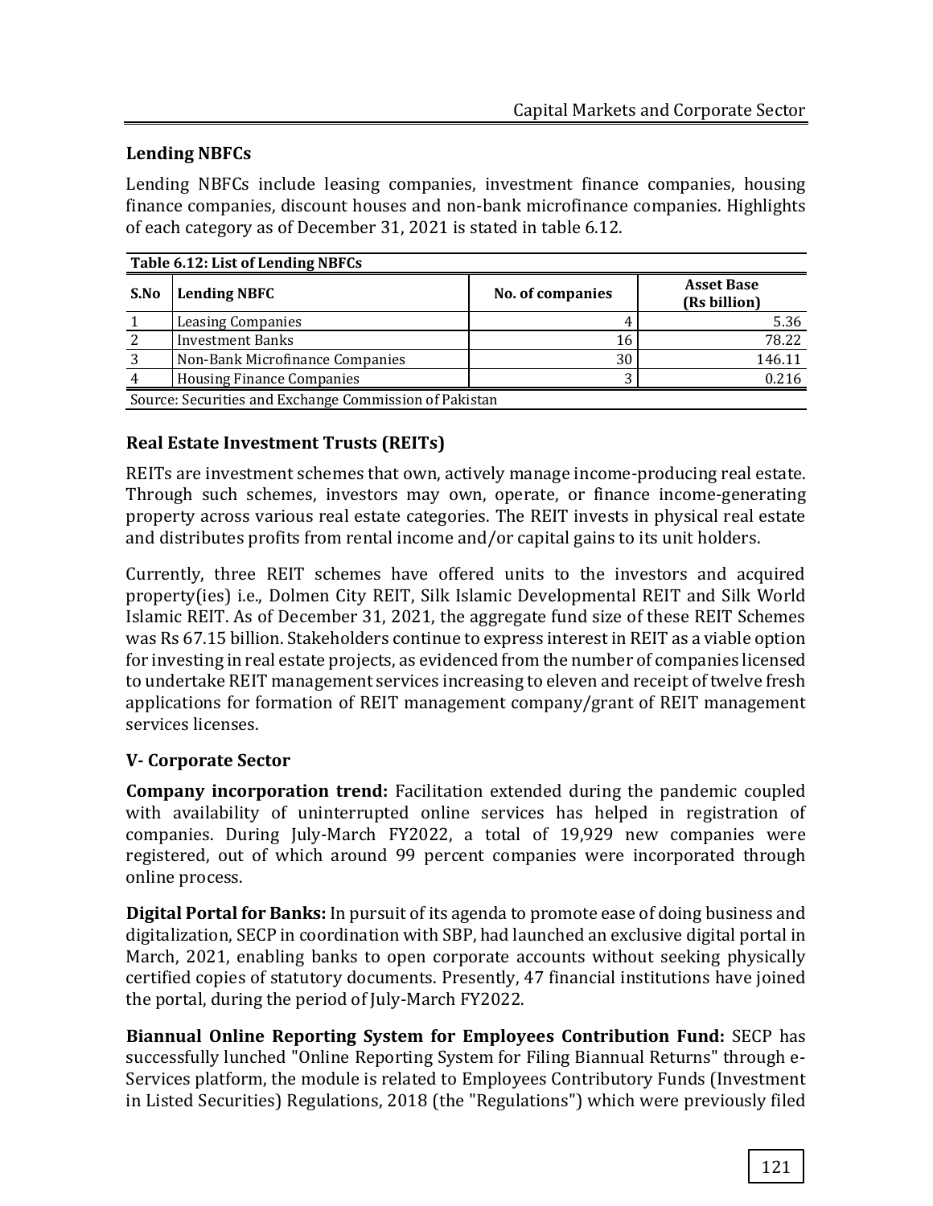### Lending NBFCs

Lending NBFCs include leasing companies, investment finance companies, housing finance companies, discount houses and non-bank microfinance companies. Highlights of each category as of December 31, 2021 is stated in table 6.12.

**Table 6.12: List of Lending NBFCs**

| S.No | Lending NBFC | No. of companies | Asset Base (Rs billion) |
|---|---|---|---|
| 1 | Leasing Companies | 4 | 5.36 |
| 2 | Investment Banks | 16 | 78.22 |
| 3 | Non-Bank Microfinance Companies | 30 | 146.11 |
| 4 | Housing Finance Companies | 3 | 0.216 |

Source: Securities and Exchange Commission of Pakistan

### Real Estate Investment Trusts (REITs)

REITs are investment schemes that own, actively manage income-producing real estate. Through such schemes, investors may own, operate, or finance income-generating property across various real estate categories. The REIT invests in physical real estate and distributes profits from rental income and/or capital gains to its unit holders.

Currently, three REIT schemes have offered units to the investors and acquired property(ies) i.e., Dolmen City REIT, Silk Islamic Developmental REIT and Silk World Islamic REIT. As of December 31, 2021, the aggregate fund size of these REIT Schemes was Rs 67.15 billion. Stakeholders continue to express interest in REIT as a viable option for investing in real estate projects, as evidenced from the number of companies licensed to undertake REIT management services increasing to eleven and receipt of twelve fresh applications for formation of REIT management company/grant of REIT management services licenses.

### V- Corporate Sector

**Company incorporation trend:** Facilitation extended during the pandemic coupled with availability of uninterrupted online services has helped in registration of companies. During July-March FY2022, a total of 19,929 new companies were registered, out of which around 99 percent companies were incorporated through online process.

**Digital Portal for Banks:** In pursuit of its agenda to promote ease of doing business and digitalization, SECP in coordination with SBP, had launched an exclusive digital portal in March, 2021, enabling banks to open corporate accounts without seeking physically certified copies of statutory documents. Presently, 47 financial institutions have joined the portal, during the period of July-March FY2022.

**Biannual Online Reporting System for Employees Contribution Fund:** SECP has successfully lunched "Online Reporting System for Filing Biannual Returns" through e-Services platform, the module is related to Employees Contributory Funds (Investment in Listed Securities) Regulations, 2018 (the "Regulations") which were previously filed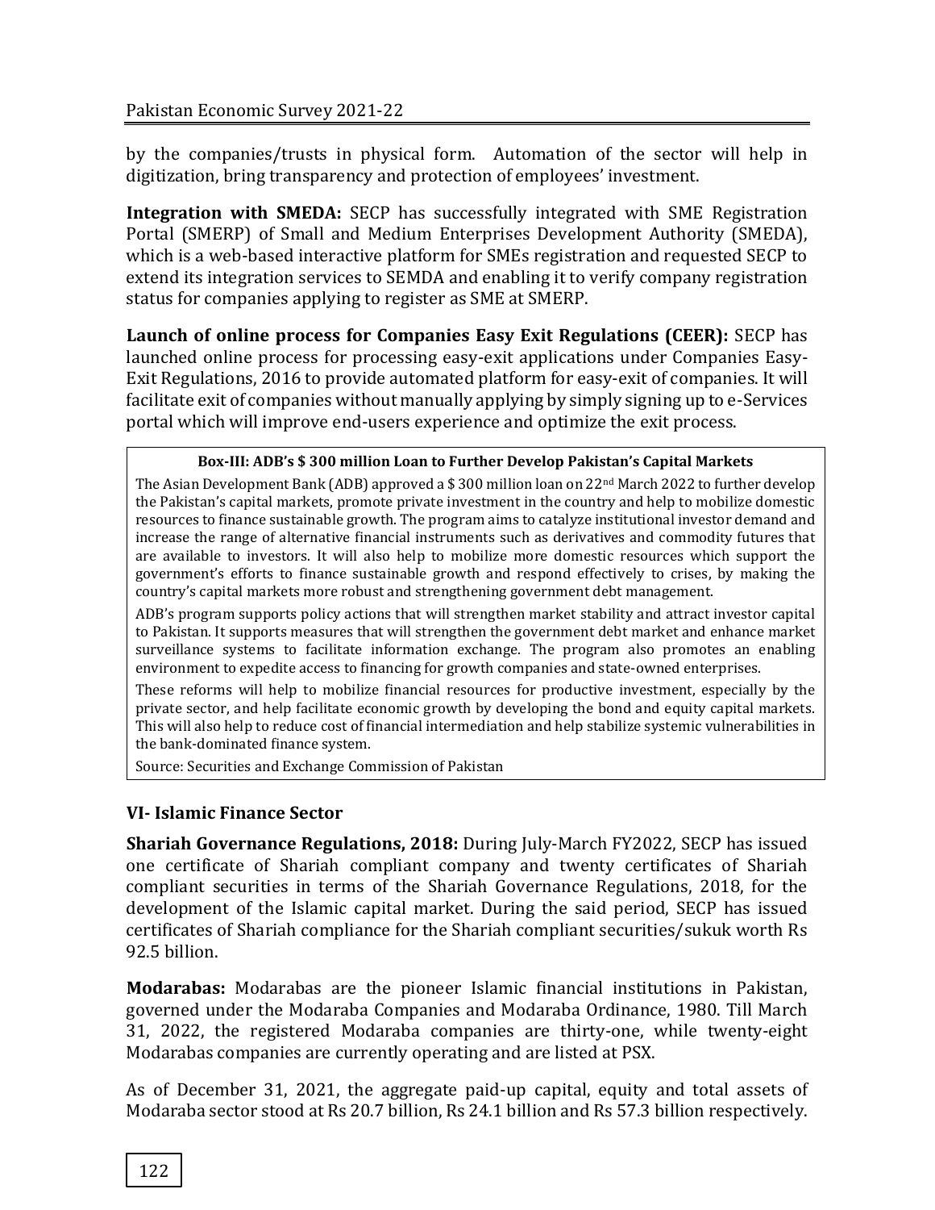by the companies/trusts in physical form. Automation of the sector will help in digitization, bring transparency and protection of employees' investment.

**Integration with SMEDA:** SECP has successfully integrated with SME Registration Portal (SMERP) of Small and Medium Enterprises Development Authority (SMEDA), which is a web-based interactive platform for SMEs registration and requested SECP to extend its integration services to SEMDA and enabling it to verify company registration status for companies applying to register as SME at SMERP.

**Launch of online process for Companies Easy Exit Regulations (CEER):** SECP has launched online process for processing easy-exit applications under Companies Easy-Exit Regulations, 2016 to provide automated platform for easy-exit of companies. It will facilitate exit of companies without manually applying by simply signing up to e-Services portal which will improve end-users experience and optimize the exit process.

**Box-III: ADB's $ 300 million Loan to Further Develop Pakistan's Capital Markets**

The Asian Development Bank (ADB) approved a $ 300 million loan on 22nd March 2022 to further develop the Pakistan's capital markets, promote private investment in the country and help to mobilize domestic resources to finance sustainable growth. The program aims to catalyze institutional investor demand and increase the range of alternative financial instruments such as derivatives and commodity futures that are available to investors. It will also help to mobilize more domestic resources which support the government's efforts to finance sustainable growth and respond effectively to crises, by making the country's capital markets more robust and strengthening government debt management.

ADB's program supports policy actions that will strengthen market stability and attract investor capital to Pakistan. It supports measures that will strengthen the government debt market and enhance market surveillance systems to facilitate information exchange. The program also promotes an enabling environment to expedite access to financing for growth companies and state-owned enterprises.

These reforms will help to mobilize financial resources for productive investment, especially by the private sector, and help facilitate economic growth by developing the bond and equity capital markets. This will also help to reduce cost of financial intermediation and help stabilize systemic vulnerabilities in the bank-dominated finance system.

Source: Securities and Exchange Commission of Pakistan

### VI- Islamic Finance Sector

**Shariah Governance Regulations, 2018:** During July-March FY2022, SECP has issued one certificate of Shariah compliant company and twenty certificates of Shariah compliant securities in terms of the Shariah Governance Regulations, 2018, for the development of the Islamic capital market. During the said period, SECP has issued certificates of Shariah compliance for the Shariah compliant securities/sukuk worth Rs 92.5 billion.

**Modarabas:** Modarabas are the pioneer Islamic financial institutions in Pakistan, governed under the Modaraba Companies and Modaraba Ordinance, 1980. Till March 31, 2022, the registered Modaraba companies are thirty-one, while twenty-eight Modarabas companies are currently operating and are listed at PSX.

As of December 31, 2021, the aggregate paid-up capital, equity and total assets of Modaraba sector stood at Rs 20.7 billion, Rs 24.1 billion and Rs 57.3 billion respectively.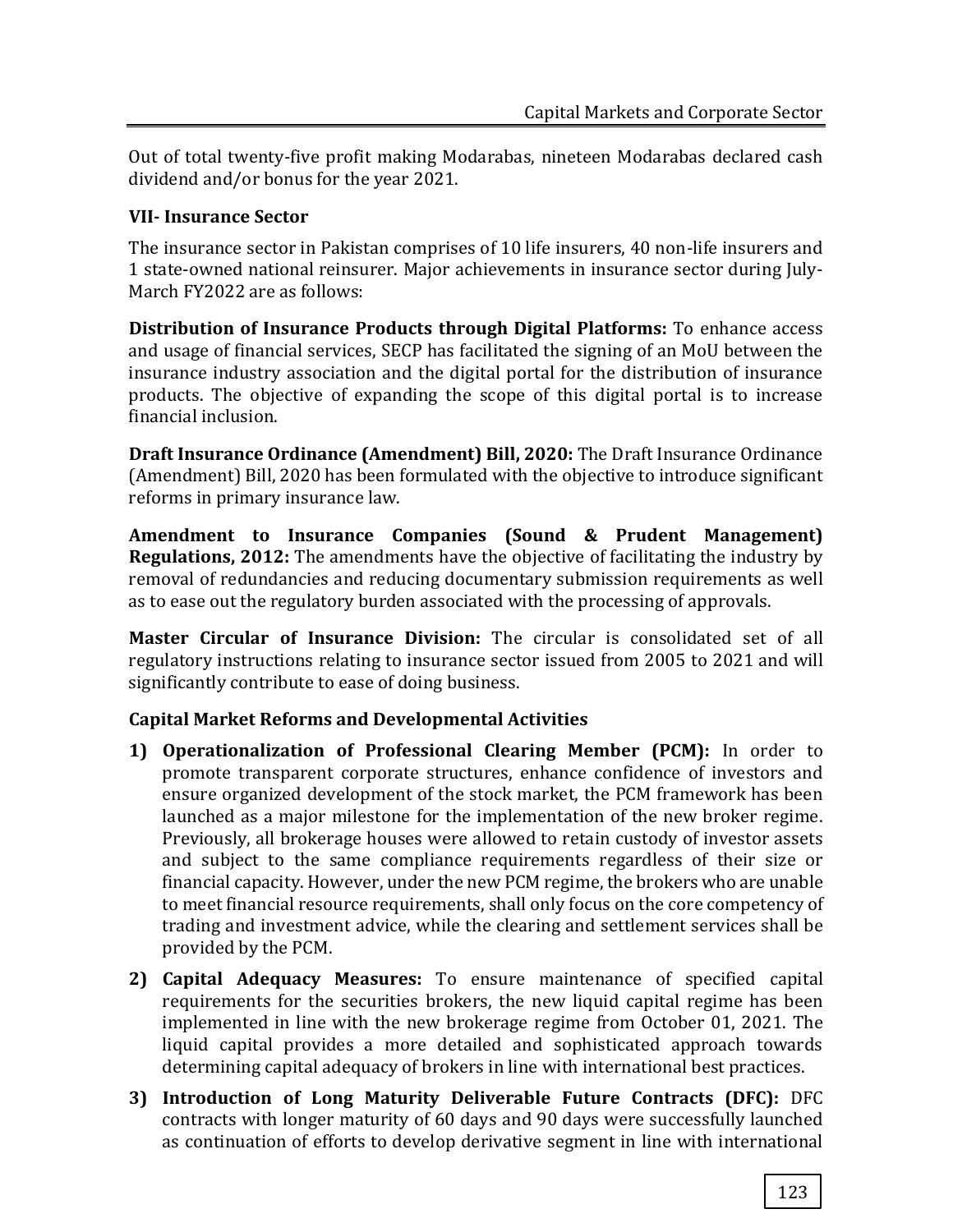Out of total twenty-five profit making Modarabas, nineteen Modarabas declared cash dividend and/or bonus for the year 2021.

### VII- Insurance Sector

The insurance sector in Pakistan comprises of 10 life insurers, 40 non-life insurers and 1 state-owned national reinsurer. Major achievements in insurance sector during July-March FY2022 are as follows:

**Distribution of Insurance Products through Digital Platforms:** To enhance access and usage of financial services, SECP has facilitated the signing of an MoU between the insurance industry association and the digital portal for the distribution of insurance products. The objective of expanding the scope of this digital portal is to increase financial inclusion.

**Draft Insurance Ordinance (Amendment) Bill, 2020:** The Draft Insurance Ordinance (Amendment) Bill, 2020 has been formulated with the objective to introduce significant reforms in primary insurance law.

**Amendment to Insurance Companies (Sound & Prudent Management) Regulations, 2012:** The amendments have the objective of facilitating the industry by removal of redundancies and reducing documentary submission requirements as well as to ease out the regulatory burden associated with the processing of approvals.

**Master Circular of Insurance Division:** The circular is consolidated set of all regulatory instructions relating to insurance sector issued from 2005 to 2021 and will significantly contribute to ease of doing business.

### Capital Market Reforms and Developmental Activities

1) **Operationalization of Professional Clearing Member (PCM):** In order to promote transparent corporate structures, enhance confidence of investors and ensure organized development of the stock market, the PCM framework has been launched as a major milestone for the implementation of the new broker regime. Previously, all brokerage houses were allowed to retain custody of investor assets and subject to the same compliance requirements regardless of their size or financial capacity. However, under the new PCM regime, the brokers who are unable to meet financial resource requirements, shall only focus on the core competency of trading and investment advice, while the clearing and settlement services shall be provided by the PCM.
2) **Capital Adequacy Measures:** To ensure maintenance of specified capital requirements for the securities brokers, the new liquid capital regime has been implemented in line with the new brokerage regime from October 01, 2021. The liquid capital provides a more detailed and sophisticated approach towards determining capital adequacy of brokers in line with international best practices.
3) **Introduction of Long Maturity Deliverable Future Contracts (DFC):** DFC contracts with longer maturity of 60 days and 90 days were successfully launched as continuation of efforts to develop derivative segment in line with international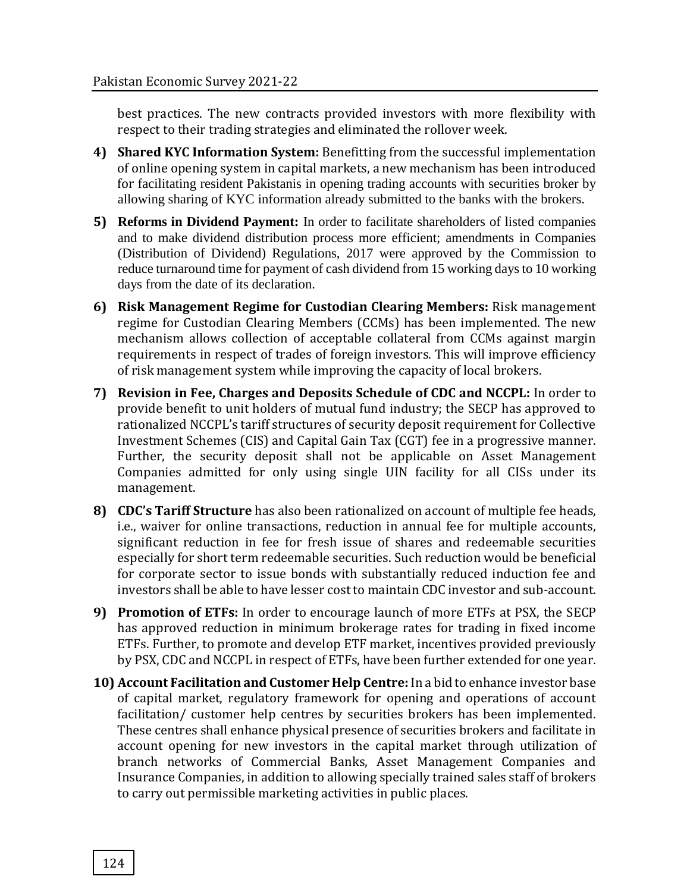best practices. The new contracts provided investors with more flexibility with respect to their trading strategies and eliminated the rollover week.

4) **Shared KYC Information System:** Benefitting from the successful implementation of online opening system in capital markets, a new mechanism has been introduced for facilitating resident Pakistanis in opening trading accounts with securities broker by allowing sharing of KYC information already submitted to the banks with the brokers.

5) **Reforms in Dividend Payment:** In order to facilitate shareholders of listed companies and to make dividend distribution process more efficient; amendments in Companies (Distribution of Dividend) Regulations, 2017 were approved by the Commission to reduce turnaround time for payment of cash dividend from 15 working days to 10 working days from the date of its declaration.

6) **Risk Management Regime for Custodian Clearing Members:** Risk management regime for Custodian Clearing Members (CCMs) has been implemented. The new mechanism allows collection of acceptable collateral from CCMs against margin requirements in respect of trades of foreign investors. This will improve efficiency of risk management system while improving the capacity of local brokers.

7) **Revision in Fee, Charges and Deposits Schedule of CDC and NCCPL:** In order to provide benefit to unit holders of mutual fund industry; the SECP has approved to rationalized NCCPL's tariff structures of security deposit requirement for Collective Investment Schemes (CIS) and Capital Gain Tax (CGT) fee in a progressive manner. Further, the security deposit shall not be applicable on Asset Management Companies admitted for only using single UIN facility for all CISs under its management.

8) **CDC's Tariff Structure** has also been rationalized on account of multiple fee heads, i.e., waiver for online transactions, reduction in annual fee for multiple accounts, significant reduction in fee for fresh issue of shares and redeemable securities especially for short term redeemable securities. Such reduction would be beneficial for corporate sector to issue bonds with substantially reduced induction fee and investors shall be able to have lesser cost to maintain CDC investor and sub-account.

9) **Promotion of ETFs:** In order to encourage launch of more ETFs at PSX, the SECP has approved reduction in minimum brokerage rates for trading in fixed income ETFs. Further, to promote and develop ETF market, incentives provided previously by PSX, CDC and NCCPL in respect of ETFs, have been further extended for one year.

10) **Account Facilitation and Customer Help Centre:** In a bid to enhance investor base of capital market, regulatory framework for opening and operations of account facilitation/ customer help centres by securities brokers has been implemented. These centres shall enhance physical presence of securities brokers and facilitate in account opening for new investors in the capital market through utilization of branch networks of Commercial Banks, Asset Management Companies and Insurance Companies, in addition to allowing specially trained sales staff of brokers to carry out permissible marketing activities in public places.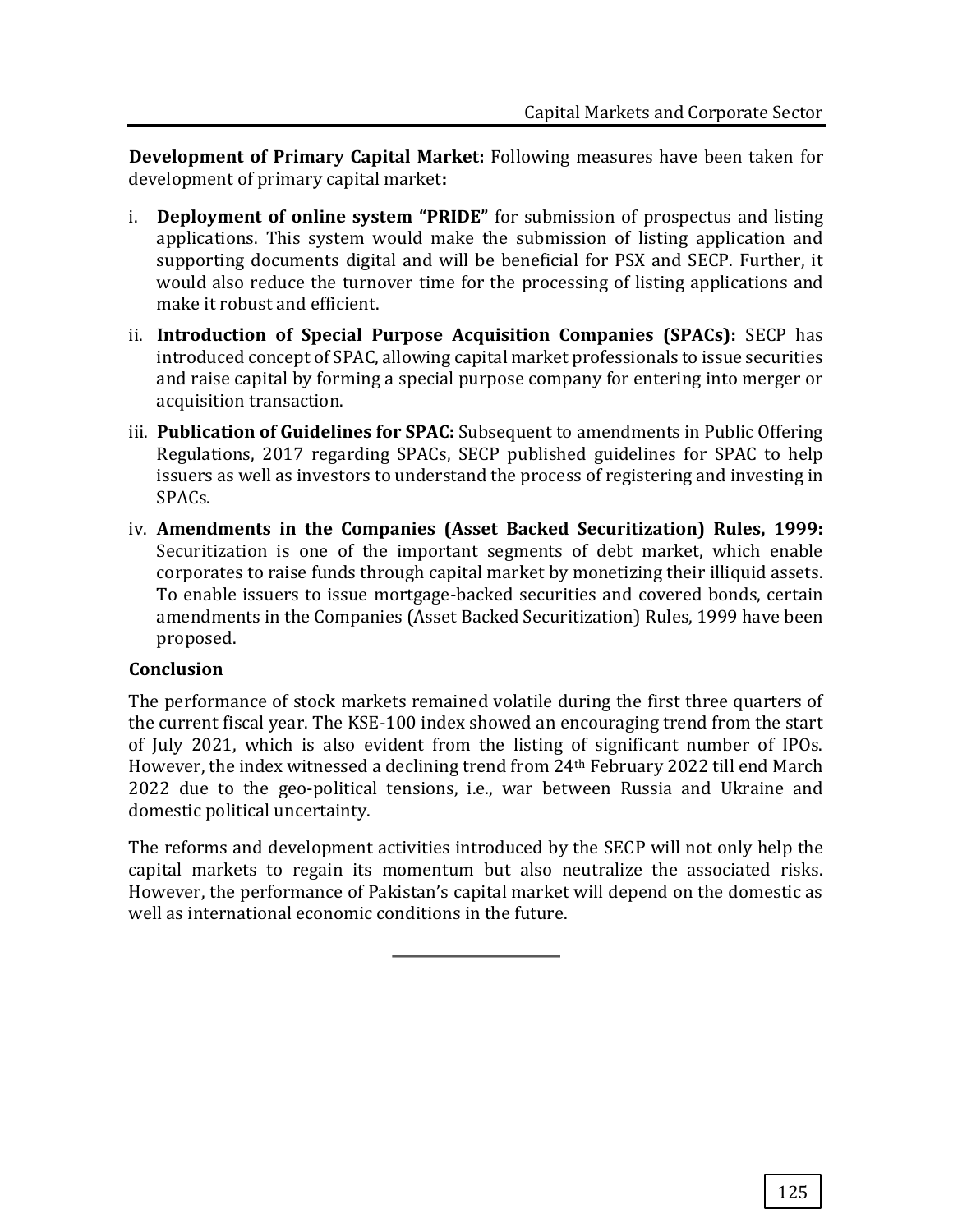**Development of Primary Capital Market:** Following measures have been taken for development of primary capital market**:**

i. **Deployment of online system "PRIDE"** for submission of prospectus and listing applications. This system would make the submission of listing application and supporting documents digital and will be beneficial for PSX and SECP. Further, it would also reduce the turnover time for the processing of listing applications and make it robust and efficient.

ii. **Introduction of Special Purpose Acquisition Companies (SPACs):** SECP has introduced concept of SPAC, allowing capital market professionals to issue securities and raise capital by forming a special purpose company for entering into merger or acquisition transaction.

iii. **Publication of Guidelines for SPAC:** Subsequent to amendments in Public Offering Regulations, 2017 regarding SPACs, SECP published guidelines for SPAC to help issuers as well as investors to understand the process of registering and investing in SPACs.

iv. **Amendments in the Companies (Asset Backed Securitization) Rules, 1999:** Securitization is one of the important segments of debt market, which enable corporates to raise funds through capital market by monetizing their illiquid assets. To enable issuers to issue mortgage-backed securities and covered bonds, certain amendments in the Companies (Asset Backed Securitization) Rules, 1999 have been proposed.

**Conclusion**

The performance of stock markets remained volatile during the first three quarters of the current fiscal year. The KSE-100 index showed an encouraging trend from the start of July 2021, which is also evident from the listing of significant number of IPOs. However, the index witnessed a declining trend from 24th February 2022 till end March 2022 due to the geo-political tensions, i.e., war between Russia and Ukraine and domestic political uncertainty.

The reforms and development activities introduced by the SECP will not only help the capital markets to regain its momentum but also neutralize the associated risks. However, the performance of Pakistan's capital market will depend on the domestic as well as international economic conditions in the future.